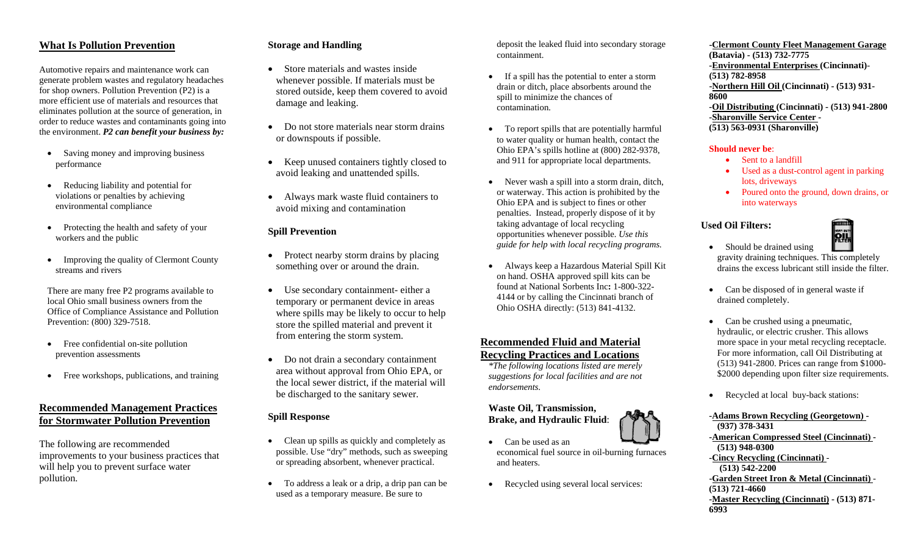## What Is Pollution Prevention

Automotive repairs and maintenance work can generate problem wastes and regulatory headaches for shop owners. Pollution Prevention (P2) is a more efficient use of materials and resources that eliminates pollution at the source of generation, in order to reduce wastes and contaminants going into the environment. ***P2 can benefit your business by:***

- Saving money and improving business performance
- Reducing liability and potential for violations or penalties by achieving environmental compliance
- Protecting the health and safety of your workers and the public
- Improving the quality of Clermont County streams and rivers

There are many free P2 programs available to local Ohio small business owners from the Office of Compliance Assistance and Pollution Prevention: (800) 329-7518.

- Free confidential on-site pollution prevention assessments
- Free workshops, publications, and training

## Recommended Management Practices for Stormwater Pollution Prevention

The following are recommended improvements to your business practices that will help you to prevent surface water pollution.

### Storage and Handling

- Store materials and wastes inside whenever possible. If materials must be stored outside, keep them covered to avoid damage and leaking.
- Do not store materials near storm drains or downspouts if possible.
- Keep unused containers tightly closed to avoid leaking and unattended spills.
- Always mark waste fluid containers to avoid mixing and contamination

### Spill Prevention

- Protect nearby storm drains by placing something over or around the drain.
- Use secondary containment- either a temporary or permanent device in areas where spills may be likely to occur to help store the spilled material and prevent it from entering the storm system.
- Do not drain a secondary containment area without approval from Ohio EPA, or the local sewer district, if the material will be discharged to the sanitary sewer.

### Spill Response

- Clean up spills as quickly and completely as possible. Use "dry" methods, such as sweeping or spreading absorbent, whenever practical.
- To address a leak or a drip, a drip pan can be used as a temporary measure. Be sure to deposit the leaked fluid into secondary storage containment.
- If a spill has the potential to enter a storm drain or ditch, place absorbents around the spill to minimize the chances of contamination.
- To report spills that are potentially harmful to water quality or human health, contact the Ohio EPA's spills hotline at (800) 282-9378, and 911 for appropriate local departments.
- Never wash a spill into a storm drain, ditch, or waterway. This action is prohibited by the Ohio EPA and is subject to fines or other penalties. Instead, properly dispose of it by taking advantage of local recycling opportunities whenever possible. *Use this guide for help with local recycling programs.*
- Always keep a Hazardous Material Spill Kit on hand. OSHA approved spill kits can be found at National Sorbents Inc**:** 1-800-322-4144 or by calling the Cincinnati branch of Ohio OSHA directly: (513) 841-4132.

## Recommended Fluid and Material Recycling Practices and Locations

*\*The following locations listed are merely suggestions for local facilities and are not endorsements.*

### Waste Oil, Transmission, Brake, and Hydraulic Fluid:

- Can be used as an economical fuel source in oil-burning furnaces and heaters.
- Recycled using several local services:

-**Clermont County Fleet Management Garage (Batavia) - (513) 732-7775**
-**Environmental Enterprises (Cincinnati)- (513) 782-8958**
-**Northern Hill Oil (Cincinnati) - (513) 931-8600**
-**Oil Distributing (Cincinnati) - (513) 941-2800**
-**Sharonville Service Center - (513) 563-0931 (Sharonville)**

**Should never be**:

- Sent to a landfill
- Used as a dust-control agent in parking lots, driveways
- Poured onto the ground, down drains, or into waterways

### Used Oil Filters:

- Should be drained using gravity draining techniques. This completely drains the excess lubricant still inside the filter.
- Can be disposed of in general waste if drained completely.
- Can be crushed using a pneumatic, hydraulic, or electric crusher. This allows more space in your metal recycling receptacle. For more information, call Oil Distributing at (513) 941-2800. Prices can range from $1000-$2000 depending upon filter size requirements.
- Recycled at local buy-back stations:

-**Adams Brown Recycling (Georgetown) - (937) 378-3431**
-**American Compressed Steel (Cincinnati) - (513) 948-0300**
-**Cincy Recycling (Cincinnati) - (513) 542-2200**
-**Garden Street Iron & Metal (Cincinnati) - (513) 721-4660**
-**Master Recycling (Cincinnati) - (513) 871-6993**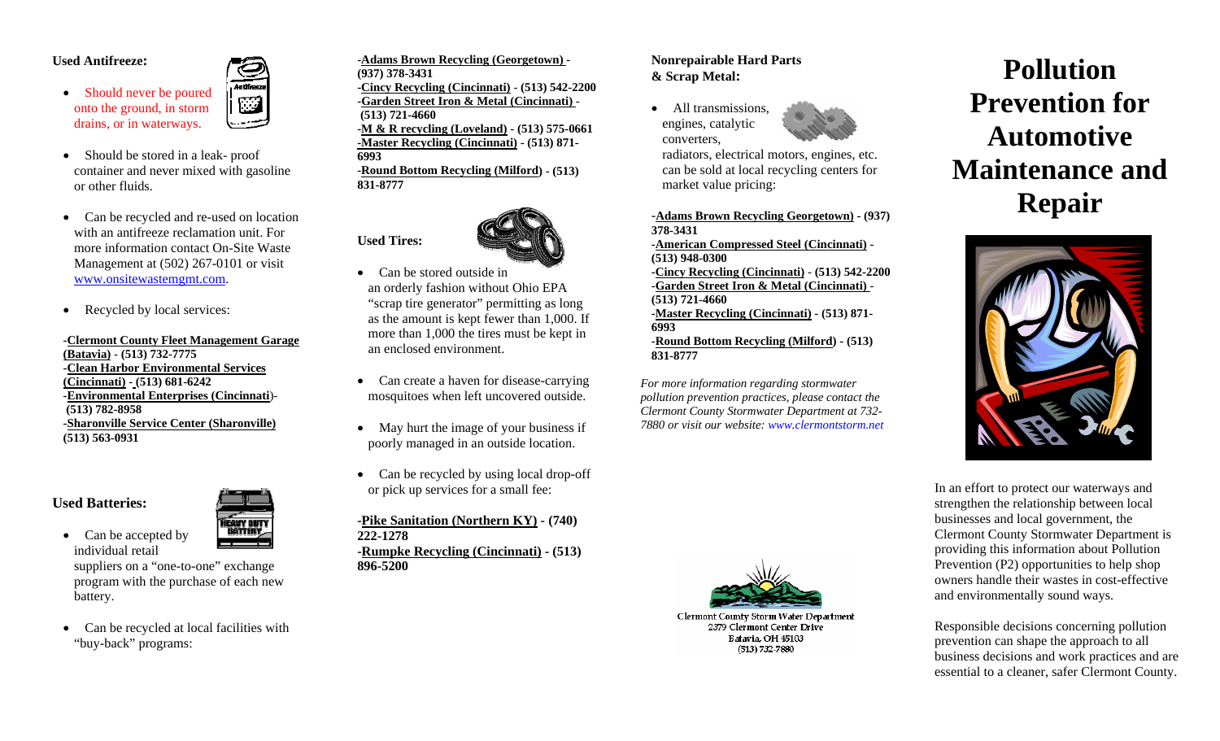**Used Antifreeze:**

- Should never be poured onto the ground, in storm drains, or in waterways.
- Should be stored in a leak- proof container and never mixed with gasoline or other fluids.
- Can be recycled and re-used on location with an antifreeze reclamation unit. For more information contact On-Site Waste Management at (502) 267-0101 or visit www.onsitewastemgmt.com.
- Recycled by local services:

**-Clermont County Fleet Management Garage (Batavia) - (513) 732-7775**
**-Clean Harbor Environmental Services (Cincinnati) - (513) 681-6242**
**-Environmental Enterprises (Cincinnati)- (513) 782-8958**
**-Sharonville Service Center (Sharonville) (513) 563-0931**

**Used Batteries:**

- Can be accepted by individual retail suppliers on a "one-to-one" exchange program with the purchase of each new battery.
- Can be recycled at local facilities with "buy-back" programs:

**-Adams Brown Recycling (Georgetown) - (937) 378-3431**
**-Cincy Recycling (Cincinnati) - (513) 542-2200**
**-Garden Street Iron & Metal (Cincinnati) - (513) 721-4660**
**-M & R recycling (Loveland) - (513) 575-0661**
**-Master Recycling (Cincinnati) - (513) 871-6993**
**-Round Bottom Recycling (Milford) - (513) 831-8777**

**Used Tires:**

- Can be stored outside in an orderly fashion without Ohio EPA "scrap tire generator" permitting as long as the amount is kept fewer than 1,000. If more than 1,000 the tires must be kept in an enclosed environment.
- Can create a haven for disease-carrying mosquitoes when left uncovered outside.
- May hurt the image of your business if poorly managed in an outside location.
- Can be recycled by using local drop-off or pick up services for a small fee:

**-Pike Sanitation (Northern KY) - (740) 222-1278**
**-Rumpke Recycling (Cincinnati) - (513) 896-5200**

**Nonrepairable Hard Parts & Scrap Metal:**

- All transmissions, engines, catalytic converters, radiators, electrical motors, engines, etc. can be sold at local recycling centers for market value pricing:

**-Adams Brown Recycling Georgetown) - (937) 378-3431**
**-American Compressed Steel (Cincinnati) - (513) 948-0300**
**-Cincy Recycling (Cincinnati) - (513) 542-2200**
**-Garden Street Iron & Metal (Cincinnati) - (513) 721-4660**
**-Master Recycling (Cincinnati) - (513) 871-6993**
**-Round Bottom Recycling (Milford) - (513) 831-8777**

*For more information regarding stormwater pollution prevention practices, please contact the Clermont County Stormwater Department at 732-7880 or visit our website: www.clermontstorm.net*

Clermont County Storm Water Department
2379 Clermont Center Drive
Batavia, OH 45103
(513) 732-7880

# Pollution Prevention for Automotive Maintenance and Repair

In an effort to protect our waterways and strengthen the relationship between local businesses and local government, the Clermont County Stormwater Department is providing this information about Pollution Prevention (P2) opportunities to help shop owners handle their wastes in cost-effective and environmentally sound ways.

Responsible decisions concerning pollution prevention can shape the approach to all business decisions and work practices and are essential to a cleaner, safer Clermont County.